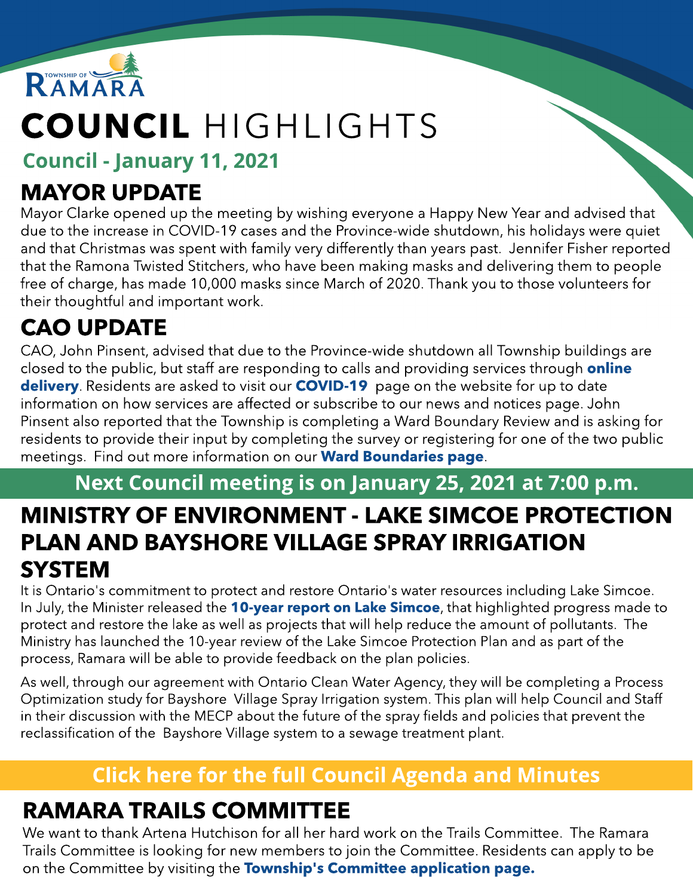TOWNSHIP OF RAMARA

# COUNCIL HIGHLIGHTS

### Council - January 11, 2021

## MAYOR UPDATE

Mayor Clarke opened up the meeting by wishing everyone a Happy New Year and advised that due to the increase in COVID-19 cases and the Province-wide shutdown, his holidays were quiet and that Christmas was spent with family very differently than years past. Jennifer Fisher reported that the Ramona Twisted Stitchers, who have been making masks and delivering them to people free of charge, has made 10,000 masks since March of 2020. Thank you to those volunteers for their thoughtful and important work.

## CAO UPDATE

CAO, John Pinsent, advised that due to the Province-wide shutdown all Township buildings are closed to the public, but staff are responding to calls and providing services through **online delivery**. Residents are asked to visit our **COVID-19** page on the website for up to date information on how services are affected or subscribe to our news and notices page. John Pinsent also reported that the Township is completing a Ward Boundary Review and is asking for residents to provide their input by completing the survey or registering for one of the two public meetings. Find out more information on our **Ward Boundaries page**.

**Next Council meeting is on January 25, 2021 at 7:00 p.m.**

## MINISTRY OF ENVIRONMENT - LAKE SIMCOE PROTECTION PLAN AND BAYSHORE VILLAGE SPRAY IRRIGATION SYSTEM

It is Ontario's commitment to protect and restore Ontario's water resources including Lake Simcoe. In July, the Minister released the **10-year report on Lake Simcoe**, that highlighted progress made to protect and restore the lake as well as projects that will help reduce the amount of pollutants. The Ministry has launched the 10-year review of the Lake Simcoe Protection Plan and as part of the process, Ramara will be able to provide feedback on the plan policies.

As well, through our agreement with Ontario Clean Water Agency, they will be completing a Process Optimization study for Bayshore Village Spray Irrigation system. This plan will help Council and Staff in their discussion with the MECP about the future of the spray fields and policies that prevent the reclassification of the Bayshore Village system to a sewage treatment plant.

**Click here for the full Council Agenda and Minutes**

## RAMARA TRAILS COMMITTEE

We want to thank Artena Hutchison for all her hard work on the Trails Committee. The Ramara Trails Committee is looking for new members to join the Committee. Residents can apply to be on the Committee by visiting the **Township's Committee application page.**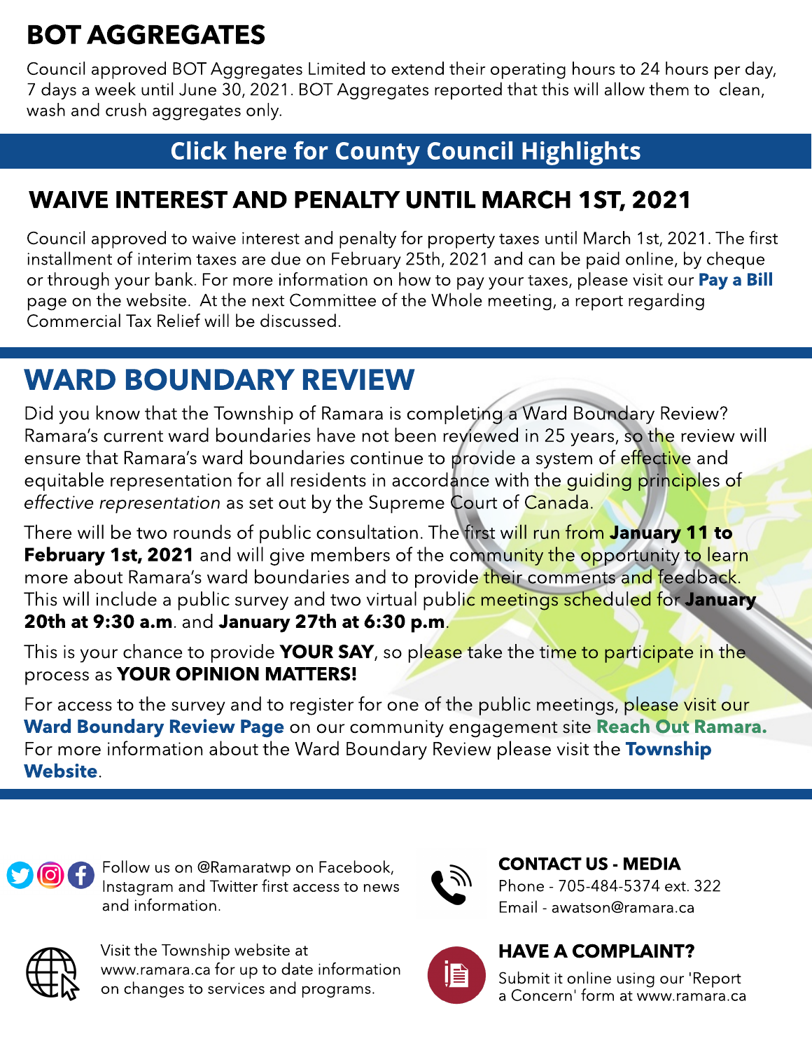## BOT AGGREGATES

Council approved BOT Aggregates Limited to extend their operating hours to 24 hours per day, 7 days a week until June 30, 2021. BOT Aggregates reported that this will allow them to clean, wash and crush aggregates only.

**Click here for County Council Highlights**

## WAIVE INTEREST AND PENALTY UNTIL MARCH 1ST, 2021

Council approved to waive interest and penalty for property taxes until March 1st, 2021. The first installment of interim taxes are due on February 25th, 2021 and can be paid online, by cheque or through your bank. For more information on how to pay your taxes, please visit our **Pay a Bill** page on the website. At the next Committee of the Whole meeting, a report regarding Commercial Tax Relief will be discussed.

## WARD BOUNDARY REVIEW

Did you know that the Township of Ramara is completing a Ward Boundary Review? Ramara's current ward boundaries have not been reviewed in 25 years, so the review will ensure that Ramara's ward boundaries continue to provide a system of effective and equitable representation for all residents in accordance with the guiding principles of *effective representation* as set out by the Supreme Court of Canada.

There will be two rounds of public consultation. The first will run from **January 11 to February 1st, 2021** and will give members of the community the opportunity to learn more about Ramara's ward boundaries and to provide their comments and feedback. This will include a public survey and two virtual public meetings scheduled for **January 20th at 9:30 a.m**. and **January 27th at 6:30 p.m**.

This is your chance to provide **YOUR SAY**, so please take the time to participate in the process as **YOUR OPINION MATTERS!**

For access to the survey and to register for one of the public meetings, please visit our **Ward Boundary Review Page** on our community engagement site **Reach Out Ramara.** For more information about the Ward Boundary Review please visit the **Township Website**.

Follow us on @Ramaratwp on Facebook, Instagram and Twitter first access to news and information.

Visit the Township website at www.ramara.ca for up to date information on changes to services and programs.

**CONTACT US - MEDIA**

Phone - 705-484-5374 ext. 322

Email - awatson@ramara.ca

**HAVE A COMPLAINT?**

Submit it online using our 'Report a Concern' form at www.ramara.ca